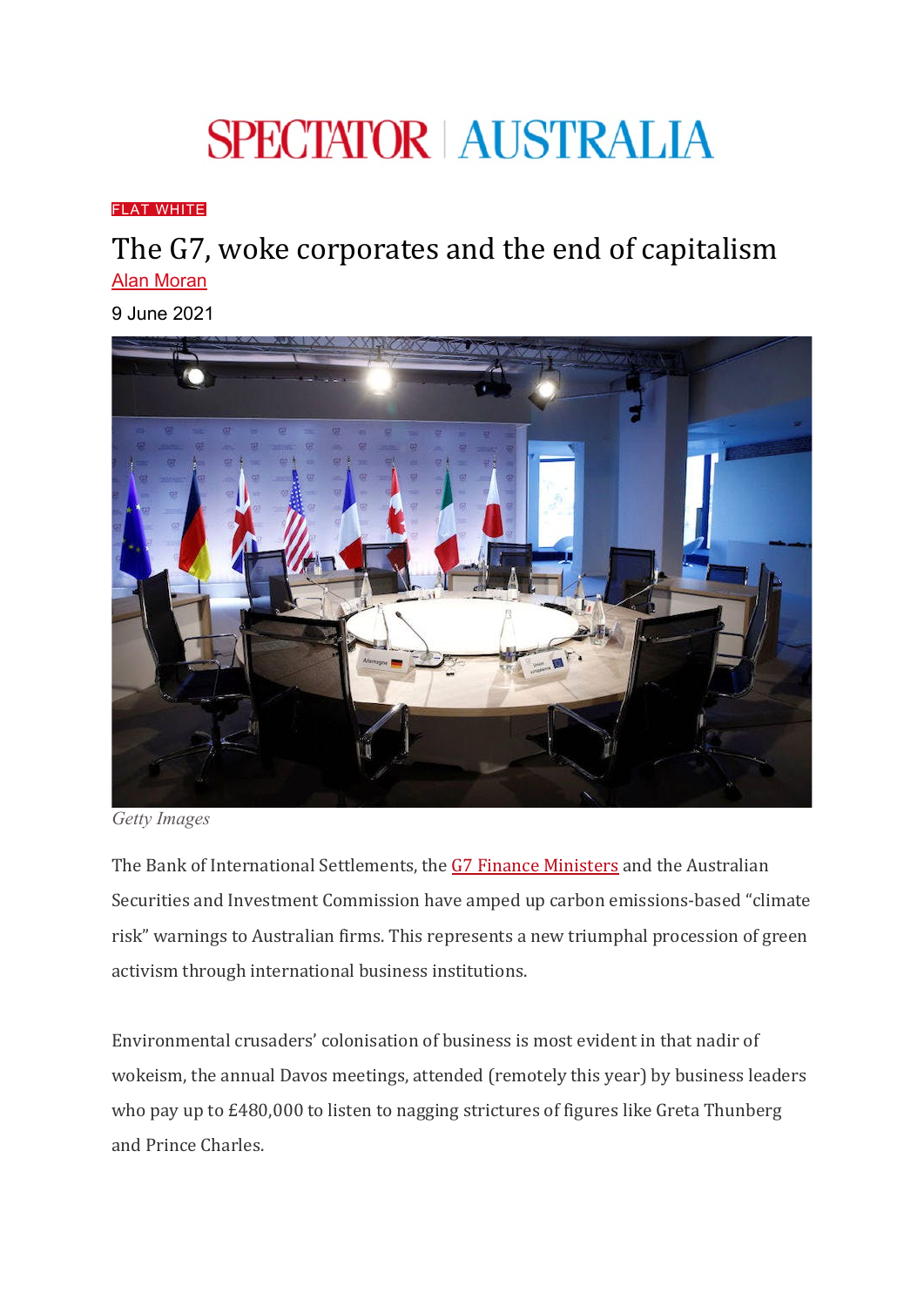SPECTATOR | AUSTRALIA

FLAT WHITE

# The G7, woke corporates and the end of capitalism

Alan Moran

9 June 2021

*Getty Images*

The Bank of International Settlements, the G7 Finance Ministers and the Australian Securities and Investment Commission have amped up carbon emissions-based "climate risk" warnings to Australian firms. This represents a new triumphal procession of green activism through international business institutions.

Environmental crusaders' colonisation of business is most evident in that nadir of wokeism, the annual Davos meetings, attended (remotely this year) by business leaders who pay up to £480,000 to listen to nagging strictures of figures like Greta Thunberg and Prince Charles.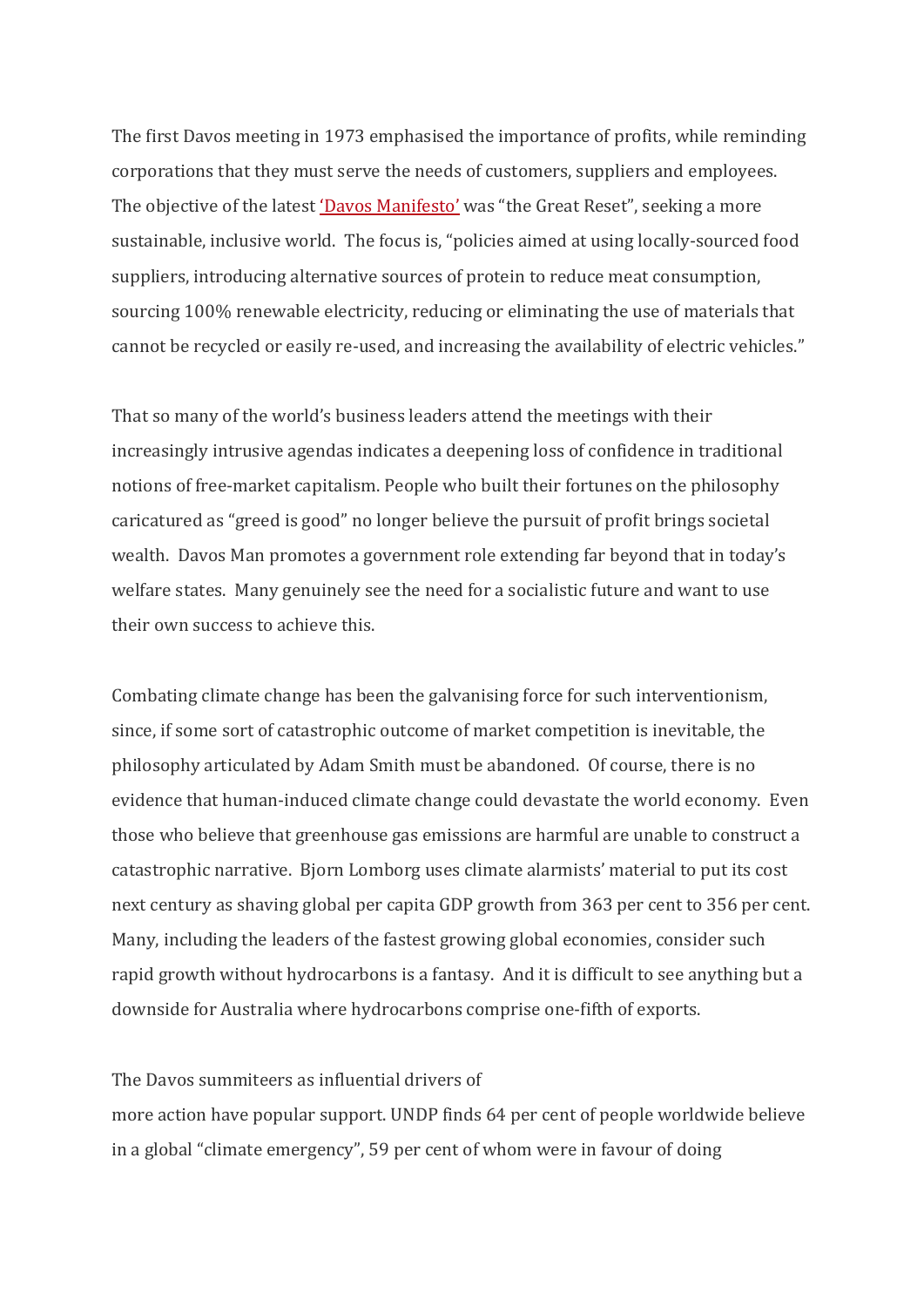The first Davos meeting in 1973 emphasised the importance of profits, while reminding corporations that they must serve the needs of customers, suppliers and employees. The objective of the latest 'Davos Manifesto' was "the Great Reset", seeking a more sustainable, inclusive world. The focus is, "policies aimed at using locally-sourced food suppliers, introducing alternative sources of protein to reduce meat consumption, sourcing 100% renewable electricity, reducing or eliminating the use of materials that cannot be recycled or easily re-used, and increasing the availability of electric vehicles."

That so many of the world's business leaders attend the meetings with their increasingly intrusive agendas indicates a deepening loss of confidence in traditional notions of free-market capitalism. People who built their fortunes on the philosophy caricatured as "greed is good" no longer believe the pursuit of profit brings societal wealth. Davos Man promotes a government role extending far beyond that in today's welfare states. Many genuinely see the need for a socialistic future and want to use their own success to achieve this.

Combating climate change has been the galvanising force for such interventionism, since, if some sort of catastrophic outcome of market competition is inevitable, the philosophy articulated by Adam Smith must be abandoned. Of course, there is no evidence that human-induced climate change could devastate the world economy. Even those who believe that greenhouse gas emissions are harmful are unable to construct a catastrophic narrative. Bjorn Lomborg uses climate alarmists' material to put its cost next century as shaving global per capita GDP growth from 363 per cent to 356 per cent. Many, including the leaders of the fastest growing global economies, consider such rapid growth without hydrocarbons is a fantasy. And it is difficult to see anything but a downside for Australia where hydrocarbons comprise one-fifth of exports.

The Davos summiteers as influential drivers of more action have popular support. UNDP finds 64 per cent of people worldwide believe in a global "climate emergency", 59 per cent of whom were in favour of doing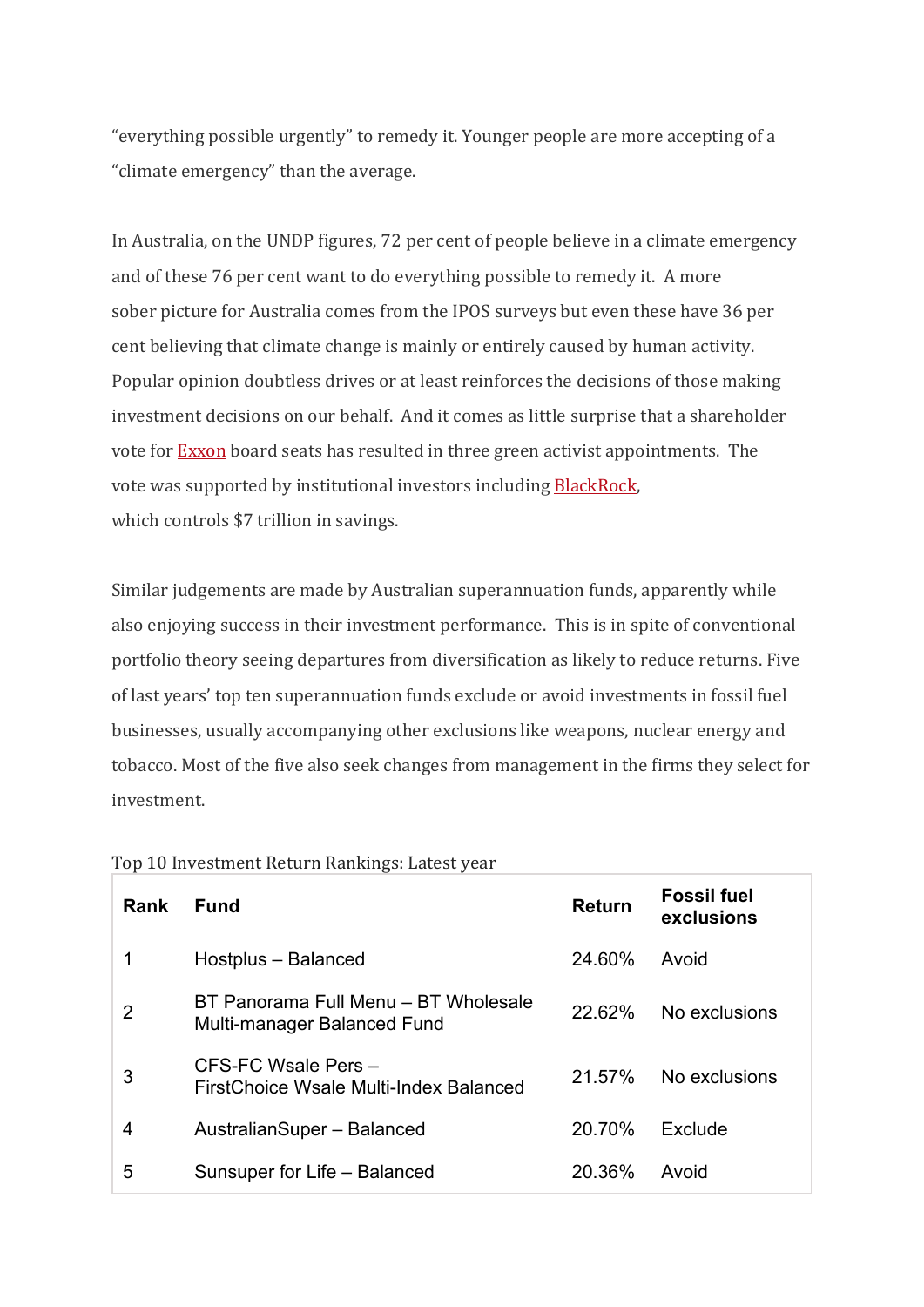"everything possible urgently" to remedy it. Younger people are more accepting of a "climate emergency" than the average.

In Australia, on the UNDP figures, 72 per cent of people believe in a climate emergency and of these 76 per cent want to do everything possible to remedy it. A more sober picture for Australia comes from the IPOS surveys but even these have 36 per cent believing that climate change is mainly or entirely caused by human activity. Popular opinion doubtless drives or at least reinforces the decisions of those making investment decisions on our behalf. And it comes as little surprise that a shareholder vote for Exxon board seats has resulted in three green activist appointments. The vote was supported by institutional investors including BlackRock, which controls $7 trillion in savings.

Similar judgements are made by Australian superannuation funds, apparently while also enjoying success in their investment performance. This is in spite of conventional portfolio theory seeing departures from diversification as likely to reduce returns. Five of last years' top ten superannuation funds exclude or avoid investments in fossil fuel businesses, usually accompanying other exclusions like weapons, nuclear energy and tobacco. Most of the five also seek changes from management in the firms they select for investment.

Top 10 Investment Return Rankings: Latest year

| Rank | Fund | Return | Fossil fuel exclusions |
|---|---|---|---|
| 1 | Hostplus – Balanced | 24.60% | Avoid |
| 2 | BT Panorama Full Menu – BT Wholesale Multi-manager Balanced Fund | 22.62% | No exclusions |
| 3 | CFS-FC Wsale Pers – FirstChoice Wsale Multi-Index Balanced | 21.57% | No exclusions |
| 4 | AustralianSuper – Balanced | 20.70% | Exclude |
| 5 | Sunsuper for Life – Balanced | 20.36% | Avoid |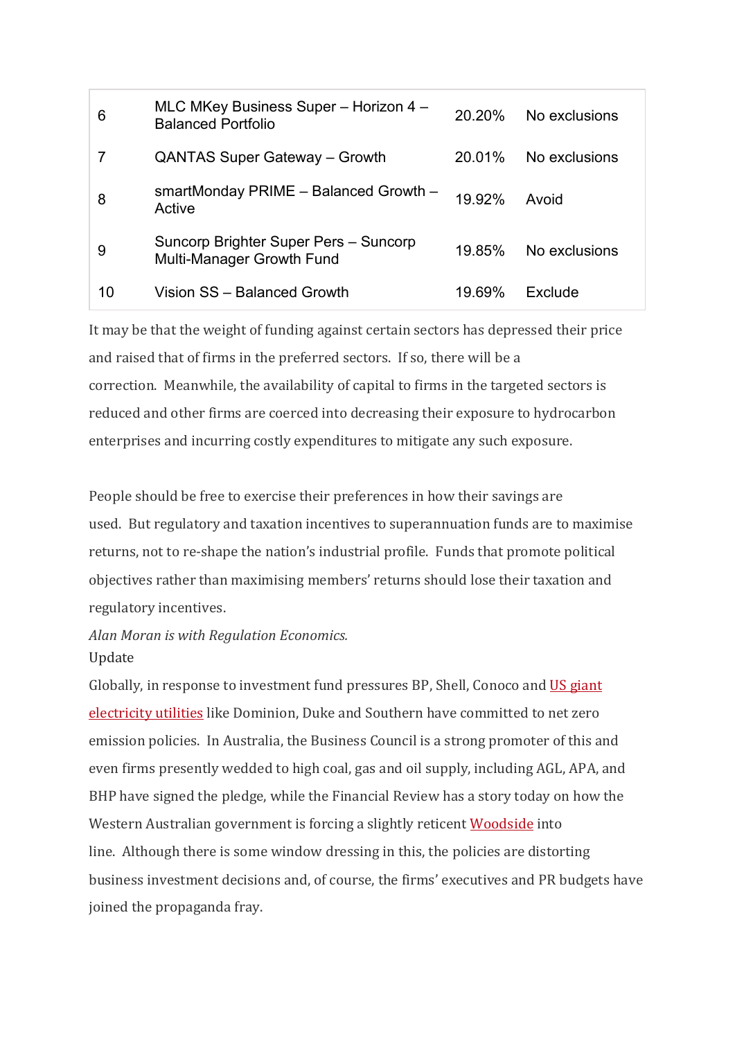| | | | |
|---|---|---|---|
| 6 | MLC MKey Business Super – Horizon 4 – Balanced Portfolio | 20.20% | No exclusions |
| 7 | QANTAS Super Gateway – Growth | 20.01% | No exclusions |
| 8 | smartMonday PRIME – Balanced Growth – Active | 19.92% | Avoid |
| 9 | Suncorp Brighter Super Pers – Suncorp Multi-Manager Growth Fund | 19.85% | No exclusions |
| 10 | Vision SS – Balanced Growth | 19.69% | Exclude |

It may be that the weight of funding against certain sectors has depressed their price and raised that of firms in the preferred sectors. If so, there will be a correction. Meanwhile, the availability of capital to firms in the targeted sectors is reduced and other firms are coerced into decreasing their exposure to hydrocarbon enterprises and incurring costly expenditures to mitigate any such exposure.

People should be free to exercise their preferences in how their savings are used. But regulatory and taxation incentives to superannuation funds are to maximise returns, not to re-shape the nation's industrial profile. Funds that promote political objectives rather than maximising members' returns should lose their taxation and regulatory incentives.

*Alan Moran is with Regulation Economics.*

Update

Globally, in response to investment fund pressures BP, Shell, Conoco and US giant electricity utilities like Dominion, Duke and Southern have committed to net zero emission policies. In Australia, the Business Council is a strong promoter of this and even firms presently wedded to high coal, gas and oil supply, including AGL, APA, and BHP have signed the pledge, while the Financial Review has a story today on how the Western Australian government is forcing a slightly reticent Woodside into line. Although there is some window dressing in this, the policies are distorting business investment decisions and, of course, the firms' executives and PR budgets have joined the propaganda fray.